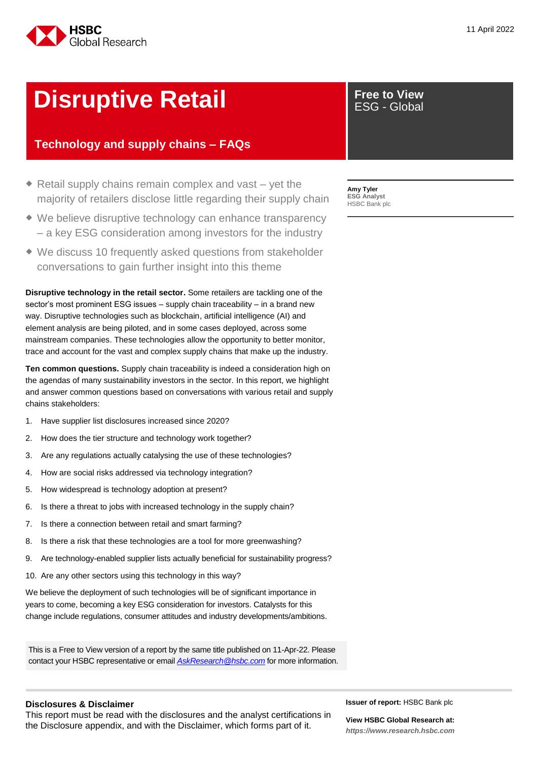HSBC Global Research

11 April 2022

# Disruptive Retail

## Technology and supply chains – FAQs

**Free to View**
ESG - Global

- Retail supply chains remain complex and vast – yet the majority of retailers disclose little regarding their supply chain
- We believe disruptive technology can enhance transparency – a key ESG consideration among investors for the industry
- We discuss 10 frequently asked questions from stakeholder conversations to gain further insight into this theme

**Amy Tyler**
**ESG Analyst**
HSBC Bank plc

**Disruptive technology in the retail sector.** Some retailers are tackling one of the sector's most prominent ESG issues – supply chain traceability – in a brand new way. Disruptive technologies such as blockchain, artificial intelligence (AI) and element analysis are being piloted, and in some cases deployed, across some mainstream companies. These technologies allow the opportunity to better monitor, trace and account for the vast and complex supply chains that make up the industry.

**Ten common questions.** Supply chain traceability is indeed a consideration high on the agendas of many sustainability investors in the sector. In this report, we highlight and answer common questions based on conversations with various retail and supply chains stakeholders:

1. Have supplier list disclosures increased since 2020?
2. How does the tier structure and technology work together?
3. Are any regulations actually catalysing the use of these technologies?
4. How are social risks addressed via technology integration?
5. How widespread is technology adoption at present?
6. Is there a threat to jobs with increased technology in the supply chain?
7. Is there a connection between retail and smart farming?
8. Is there a risk that these technologies are a tool for more greenwashing?
9. Are technology-enabled supplier lists actually beneficial for sustainability progress?
10. Are any other sectors using this technology in this way?

We believe the deployment of such technologies will be of significant importance in years to come, becoming a key ESG consideration for investors. Catalysts for this change include regulations, consumer attitudes and industry developments/ambitions.

This is a Free to View version of a report by the same title published on 11-Apr-22. Please contact your HSBC representative or email *AskResearch@hsbc.com* for more information.

**Disclosures & Disclaimer**
This report must be read with the disclosures and the analyst certifications in the Disclosure appendix, and with the Disclaimer, which forms part of it.

**Issuer of report:** HSBC Bank plc

**View HSBC Global Research at:**
***https://www.research.hsbc.com***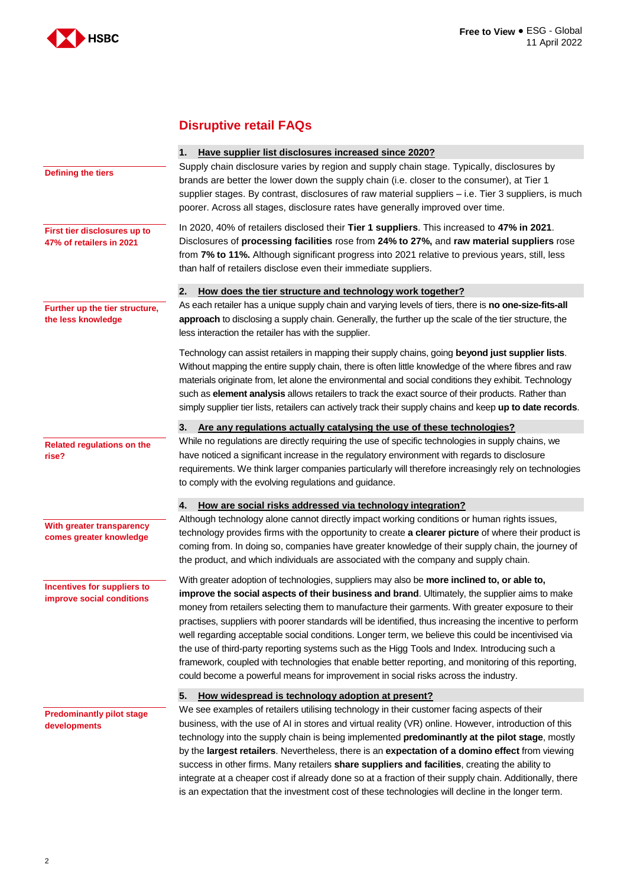## Disruptive retail FAQs

### 1. Have supplier list disclosures increased since 2020?

**Defining the tiers**

Supply chain disclosure varies by region and supply chain stage. Typically, disclosures by brands are better the lower down the supply chain (i.e. closer to the consumer), at Tier 1 supplier stages. By contrast, disclosures of raw material suppliers – i.e. Tier 3 suppliers, is much poorer. Across all stages, disclosure rates have generally improved over time.

**First tier disclosures up to 47% of retailers in 2021**

In 2020, 40% of retailers disclosed their **Tier 1 suppliers**. This increased to **47% in 2021**. Disclosures of **processing facilities** rose from **24% to 27%,** and **raw material suppliers** rose from **7% to 11%.** Although significant progress into 2021 relative to previous years, still, less than half of retailers disclose even their immediate suppliers.

### 2. How does the tier structure and technology work together?

**Further up the tier structure, the less knowledge**

As each retailer has a unique supply chain and varying levels of tiers, there is **no one-size-fits-all approach** to disclosing a supply chain. Generally, the further up the scale of the tier structure, the less interaction the retailer has with the supplier.

Technology can assist retailers in mapping their supply chains, going **beyond just supplier lists**. Without mapping the entire supply chain, there is often little knowledge of the where fibres and raw materials originate from, let alone the environmental and social conditions they exhibit. Technology such as **element analysis** allows retailers to track the exact source of their products. Rather than simply supplier tier lists, retailers can actively track their supply chains and keep **up to date records**.

### 3. Are any regulations actually catalysing the use of these technologies?

**Related regulations on the rise?**

While no regulations are directly requiring the use of specific technologies in supply chains, we have noticed a significant increase in the regulatory environment with regards to disclosure requirements. We think larger companies particularly will therefore increasingly rely on technologies to comply with the evolving regulations and guidance.

### 4. How are social risks addressed via technology integration?

**With greater transparency comes greater knowledge**

Although technology alone cannot directly impact working conditions or human rights issues, technology provides firms with the opportunity to create **a clearer picture** of where their product is coming from. In doing so, companies have greater knowledge of their supply chain, the journey of the product, and which individuals are associated with the company and supply chain.

**Incentives for suppliers to improve social conditions**

With greater adoption of technologies, suppliers may also be **more inclined to, or able to, improve the social aspects of their business and brand**. Ultimately, the supplier aims to make money from retailers selecting them to manufacture their garments. With greater exposure to their practises, suppliers with poorer standards will be identified, thus increasing the incentive to perform well regarding acceptable social conditions. Longer term, we believe this could be incentivised via the use of third-party reporting systems such as the Higg Tools and Index. Introducing such a framework, coupled with technologies that enable better reporting, and monitoring of this reporting, could become a powerful means for improvement in social risks across the industry.

### 5. How widespread is technology adoption at present?

**Predominantly pilot stage developments**

We see examples of retailers utilising technology in their customer facing aspects of their business, with the use of AI in stores and virtual reality (VR) online. However, introduction of this technology into the supply chain is being implemented **predominantly at the pilot stage**, mostly by the **largest retailers**. Nevertheless, there is an **expectation of a domino effect** from viewing success in other firms. Many retailers **share suppliers and facilities**, creating the ability to integrate at a cheaper cost if already done so at a fraction of their supply chain. Additionally, there is an expectation that the investment cost of these technologies will decline in the longer term.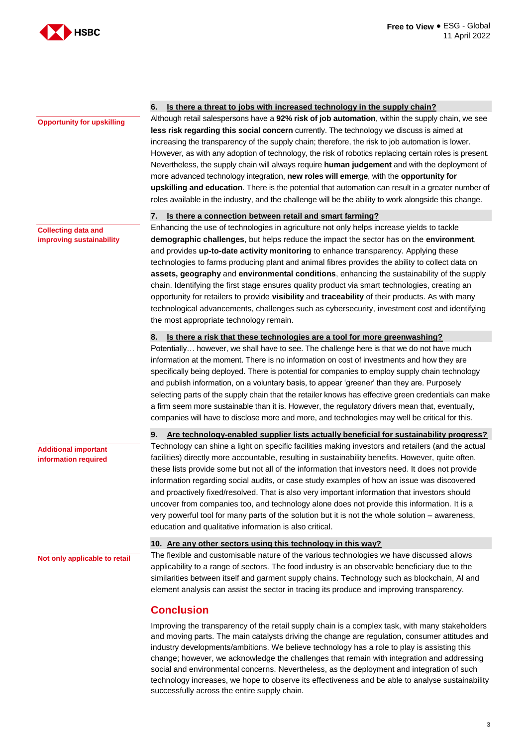### 6. Is there a threat to jobs with increased technology in the supply chain?

**Opportunity for upskilling**

Although retail salespersons have a **92% risk of job automation**, within the supply chain, we see **less risk regarding this social concern** currently. The technology we discuss is aimed at increasing the transparency of the supply chain; therefore, the risk to job automation is lower. However, as with any adoption of technology, the risk of robotics replacing certain roles is present. Nevertheless, the supply chain will always require **human judgement** and with the deployment of more advanced technology integration, **new roles will emerge**, with the **opportunity for upskilling and education**. There is the potential that automation can result in a greater number of roles available in the industry, and the challenge will be the ability to work alongside this change.

### 7. Is there a connection between retail and smart farming?

**Collecting data and improving sustainability**

Enhancing the use of technologies in agriculture not only helps increase yields to tackle **demographic challenges**, but helps reduce the impact the sector has on the **environment**, and provides **up-to-date activity monitoring** to enhance transparency. Applying these technologies to farms producing plant and animal fibres provides the ability to collect data on **assets, geography** and **environmental conditions**, enhancing the sustainability of the supply chain. Identifying the first stage ensures quality product via smart technologies, creating an opportunity for retailers to provide **visibility** and **traceability** of their products. As with many technological advancements, challenges such as cybersecurity, investment cost and identifying the most appropriate technology remain.

### 8. Is there a risk that these technologies are a tool for more greenwashing?

Potentially… however, we shall have to see. The challenge here is that we do not have much information at the moment. There is no information on cost of investments and how they are specifically being deployed. There is potential for companies to employ supply chain technology and publish information, on a voluntary basis, to appear 'greener' than they are. Purposely selecting parts of the supply chain that the retailer knows has effective green credentials can make a firm seem more sustainable than it is. However, the regulatory drivers mean that, eventually, companies will have to disclose more and more, and technologies may well be critical for this.

### 9. Are technology-enabled supplier lists actually beneficial for sustainability progress?

**Additional important information required**

Technology can shine a light on specific facilities making investors and retailers (and the actual facilities) directly more accountable, resulting in sustainability benefits. However, quite often, these lists provide some but not all of the information that investors need. It does not provide information regarding social audits, or case study examples of how an issue was discovered and proactively fixed/resolved. That is also very important information that investors should uncover from companies too, and technology alone does not provide this information. It is a very powerful tool for many parts of the solution but it is not the whole solution – awareness, education and qualitative information is also critical.

### 10. Are any other sectors using this technology in this way?

**Not only applicable to retail**

The flexible and customisable nature of the various technologies we have discussed allows applicability to a range of sectors. The food industry is an observable beneficiary due to the similarities between itself and garment supply chains. Technology such as blockchain, AI and element analysis can assist the sector in tracing its produce and improving transparency.

## Conclusion

Improving the transparency of the retail supply chain is a complex task, with many stakeholders and moving parts. The main catalysts driving the change are regulation, consumer attitudes and industry developments/ambitions. We believe technology has a role to play is assisting this change; however, we acknowledge the challenges that remain with integration and addressing social and environmental concerns. Nevertheless, as the deployment and integration of such technology increases, we hope to observe its effectiveness and be able to analyse sustainability successfully across the entire supply chain.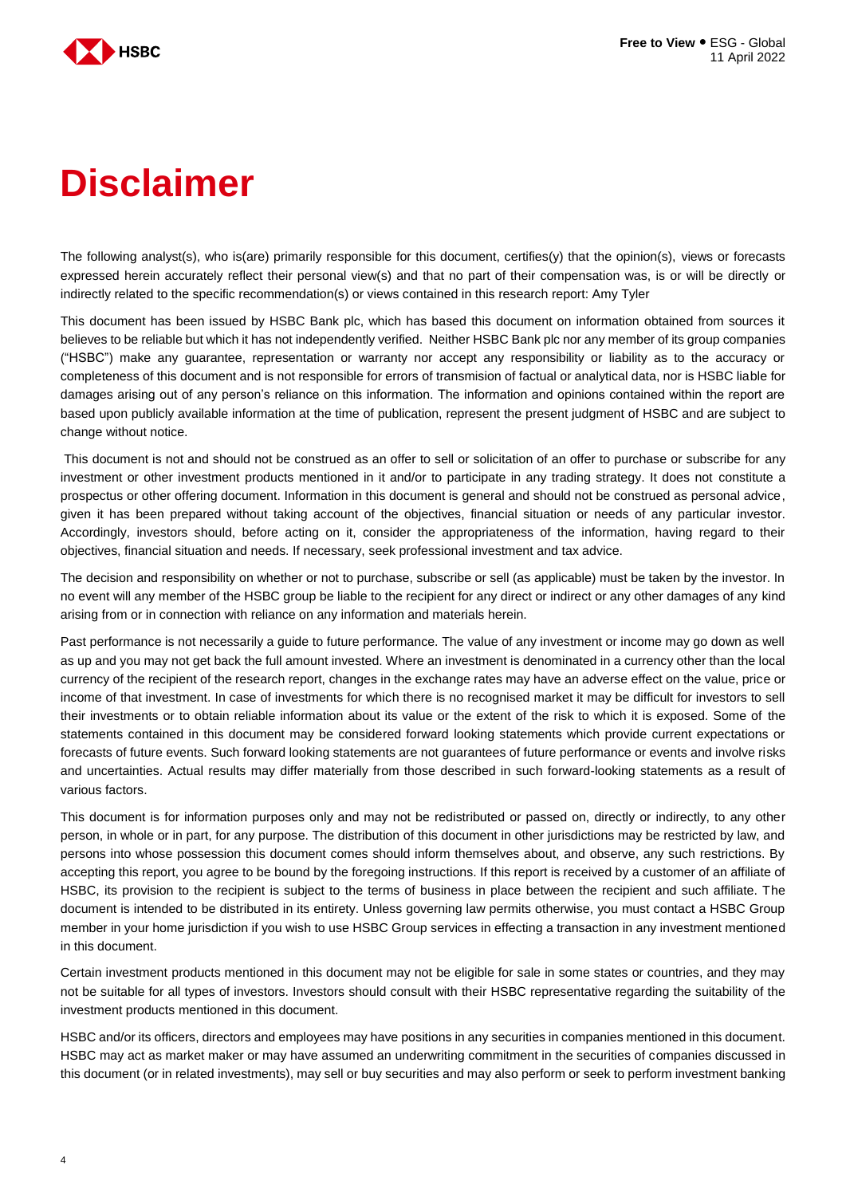# Disclaimer

The following analyst(s), who is(are) primarily responsible for this document, certifies(y) that the opinion(s), views or forecasts expressed herein accurately reflect their personal view(s) and that no part of their compensation was, is or will be directly or indirectly related to the specific recommendation(s) or views contained in this research report: Amy Tyler

This document has been issued by HSBC Bank plc, which has based this document on information obtained from sources it believes to be reliable but which it has not independently verified. Neither HSBC Bank plc nor any member of its group companies ("HSBC") make any guarantee, representation or warranty nor accept any responsibility or liability as to the accuracy or completeness of this document and is not responsible for errors of transmision of factual or analytical data, nor is HSBC liable for damages arising out of any person's reliance on this information. The information and opinions contained within the report are based upon publicly available information at the time of publication, represent the present judgment of HSBC and are subject to change without notice.

This document is not and should not be construed as an offer to sell or solicitation of an offer to purchase or subscribe for any investment or other investment products mentioned in it and/or to participate in any trading strategy. It does not constitute a prospectus or other offering document. Information in this document is general and should not be construed as personal advice, given it has been prepared without taking account of the objectives, financial situation or needs of any particular investor. Accordingly, investors should, before acting on it, consider the appropriateness of the information, having regard to their objectives, financial situation and needs. If necessary, seek professional investment and tax advice.

The decision and responsibility on whether or not to purchase, subscribe or sell (as applicable) must be taken by the investor. In no event will any member of the HSBC group be liable to the recipient for any direct or indirect or any other damages of any kind arising from or in connection with reliance on any information and materials herein.

Past performance is not necessarily a guide to future performance. The value of any investment or income may go down as well as up and you may not get back the full amount invested. Where an investment is denominated in a currency other than the local currency of the recipient of the research report, changes in the exchange rates may have an adverse effect on the value, price or income of that investment. In case of investments for which there is no recognised market it may be difficult for investors to sell their investments or to obtain reliable information about its value or the extent of the risk to which it is exposed. Some of the statements contained in this document may be considered forward looking statements which provide current expectations or forecasts of future events. Such forward looking statements are not guarantees of future performance or events and involve risks and uncertainties. Actual results may differ materially from those described in such forward-looking statements as a result of various factors.

This document is for information purposes only and may not be redistributed or passed on, directly or indirectly, to any other person, in whole or in part, for any purpose. The distribution of this document in other jurisdictions may be restricted by law, and persons into whose possession this document comes should inform themselves about, and observe, any such restrictions. By accepting this report, you agree to be bound by the foregoing instructions. If this report is received by a customer of an affiliate of HSBC, its provision to the recipient is subject to the terms of business in place between the recipient and such affiliate. The document is intended to be distributed in its entirety. Unless governing law permits otherwise, you must contact a HSBC Group member in your home jurisdiction if you wish to use HSBC Group services in effecting a transaction in any investment mentioned in this document.

Certain investment products mentioned in this document may not be eligible for sale in some states or countries, and they may not be suitable for all types of investors. Investors should consult with their HSBC representative regarding the suitability of the investment products mentioned in this document.

HSBC and/or its officers, directors and employees may have positions in any securities in companies mentioned in this document. HSBC may act as market maker or may have assumed an underwriting commitment in the securities of companies discussed in this document (or in related investments), may sell or buy securities and may also perform or seek to perform investment banking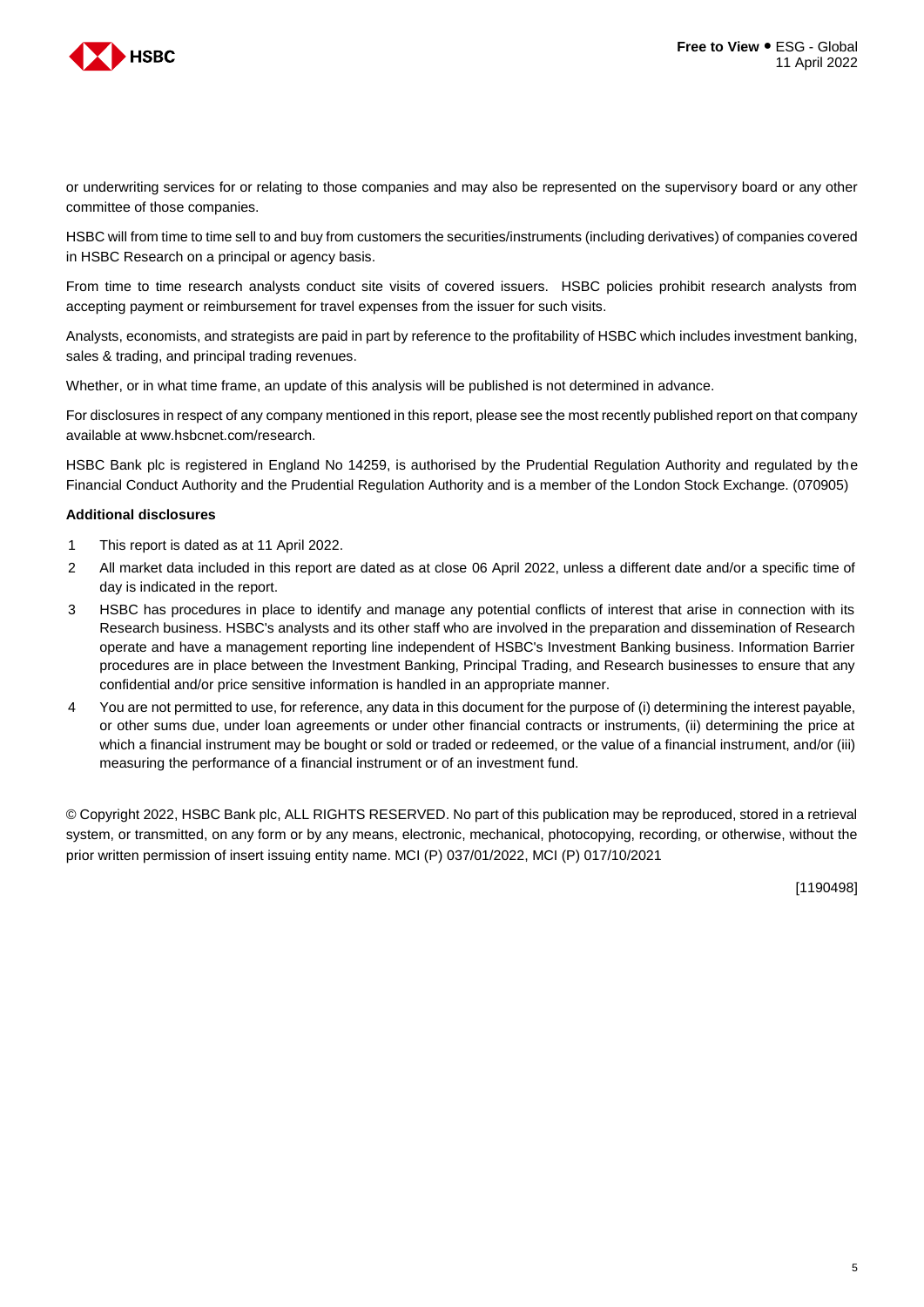or underwriting services for or relating to those companies and may also be represented on the supervisory board or any other committee of those companies.

HSBC will from time to time sell to and buy from customers the securities/instruments (including derivatives) of companies covered in HSBC Research on a principal or agency basis.

From time to time research analysts conduct site visits of covered issuers. HSBC policies prohibit research analysts from accepting payment or reimbursement for travel expenses from the issuer for such visits.

Analysts, economists, and strategists are paid in part by reference to the profitability of HSBC which includes investment banking, sales & trading, and principal trading revenues.

Whether, or in what time frame, an update of this analysis will be published is not determined in advance.

For disclosures in respect of any company mentioned in this report, please see the most recently published report on that company available at www.hsbcnet.com/research.

HSBC Bank plc is registered in England No 14259, is authorised by the Prudential Regulation Authority and regulated by the Financial Conduct Authority and the Prudential Regulation Authority and is a member of the London Stock Exchange. (070905)

**Additional disclosures**

1. This report is dated as at 11 April 2022.
2. All market data included in this report are dated as at close 06 April 2022, unless a different date and/or a specific time of day is indicated in the report.
3. HSBC has procedures in place to identify and manage any potential conflicts of interest that arise in connection with its Research business. HSBC's analysts and its other staff who are involved in the preparation and dissemination of Research operate and have a management reporting line independent of HSBC's Investment Banking business. Information Barrier procedures are in place between the Investment Banking, Principal Trading, and Research businesses to ensure that any confidential and/or price sensitive information is handled in an appropriate manner.
4. You are not permitted to use, for reference, any data in this document for the purpose of (i) determining the interest payable, or other sums due, under loan agreements or under other financial contracts or instruments, (ii) determining the price at which a financial instrument may be bought or sold or traded or redeemed, or the value of a financial instrument, and/or (iii) measuring the performance of a financial instrument or of an investment fund.

© Copyright 2022, HSBC Bank plc, ALL RIGHTS RESERVED. No part of this publication may be reproduced, stored in a retrieval system, or transmitted, on any form or by any means, electronic, mechanical, photocopying, recording, or otherwise, without the prior written permission of insert issuing entity name. MCI (P) 037/01/2022, MCI (P) 017/10/2021

[1190498]